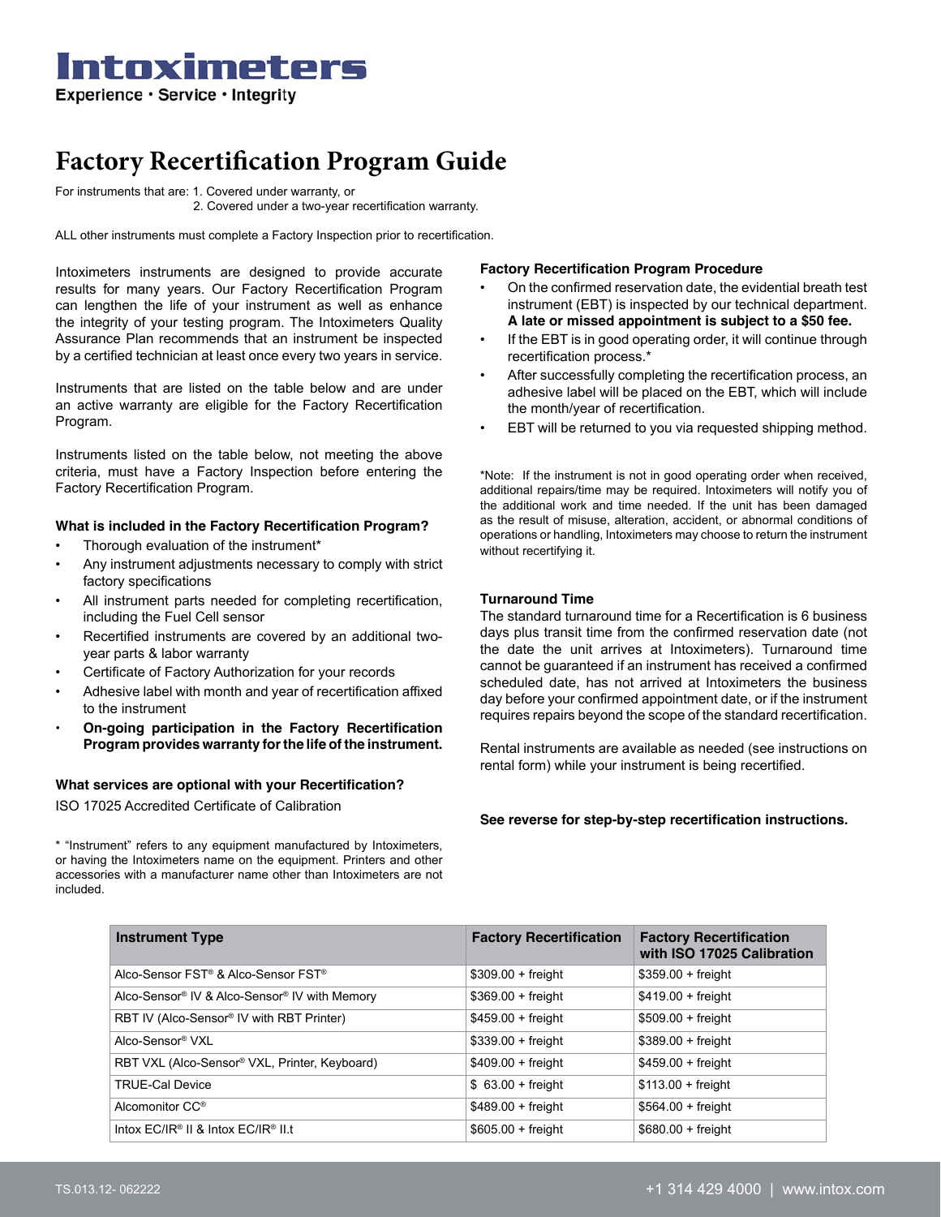# Intoximeters

Experience · Service · Integrity

# Factory Recertification Program Guide

For instruments that are: 1. Covered under warranty, or
2. Covered under a two-year recertification warranty.

ALL other instruments must complete a Factory Inspection prior to recertification.

Intoximeters instruments are designed to provide accurate results for many years. Our Factory Recertification Program can lengthen the life of your instrument as well as enhance the integrity of your testing program. The Intoximeters Quality Assurance Plan recommends that an instrument be inspected by a certified technician at least once every two years in service.

Instruments that are listed on the table below and are under an active warranty are eligible for the Factory Recertification Program.

Instruments listed on the table below, not meeting the above criteria, must have a Factory Inspection before entering the Factory Recertification Program.

### What is included in the Factory Recertification Program?

- Thorough evaluation of the instrument*
- Any instrument adjustments necessary to comply with strict factory specifications
- All instrument parts needed for completing recertification, including the Fuel Cell sensor
- Recertified instruments are covered by an additional two-year parts & labor warranty
- Certificate of Factory Authorization for your records
- Adhesive label with month and year of recertification affixed to the instrument
- **On-going participation in the Factory Recertification Program provides warranty for the life of the instrument.**

### What services are optional with your Recertification?

ISO 17025 Accredited Certificate of Calibration

* "Instrument" refers to any equipment manufactured by Intoximeters, or having the Intoximeters name on the equipment. Printers and other accessories with a manufacturer name other than Intoximeters are not included.

### Factory Recertification Program Procedure

- On the confirmed reservation date, the evidential breath test instrument (EBT) is inspected by our technical department. **A late or missed appointment is subject to a $50 fee.**
- If the EBT is in good operating order, it will continue through recertification process.*
- After successfully completing the recertification process, an adhesive label will be placed on the EBT, which will include the month/year of recertification.
- EBT will be returned to you via requested shipping method.

*Note: If the instrument is not in good operating order when received, additional repairs/time may be required. Intoximeters will notify you of the additional work and time needed. If the unit has been damaged as the result of misuse, alteration, accident, or abnormal conditions of operations or handling, Intoximeters may choose to return the instrument without recertifying it.

### Turnaround Time

The standard turnaround time for a Recertification is 6 business days plus transit time from the confirmed reservation date (not the date the unit arrives at Intoximeters). Turnaround time cannot be guaranteed if an instrument has received a confirmed scheduled date, has not arrived at Intoximeters the business day before your confirmed appointment date, or if the instrument requires repairs beyond the scope of the standard recertification.

Rental instruments are available as needed (see instructions on rental form) while your instrument is being recertified.

**See reverse for step-by-step recertification instructions.**

| Instrument Type | Factory Recertification | Factory Recertification with ISO 17025 Calibration |
|---|---|---|
| Alco-Sensor FST® & Alco-Sensor FST® | $309.00 + freight | $359.00 + freight |
| Alco-Sensor® IV & Alco-Sensor® IV with Memory | $369.00 + freight | $419.00 + freight |
| RBT IV (Alco-Sensor® IV with RBT Printer) | $459.00 + freight | $509.00 + freight |
| Alco-Sensor® VXL | $339.00 + freight | $389.00 + freight |
| RBT VXL (Alco-Sensor® VXL, Printer, Keyboard) | $409.00 + freight | $459.00 + freight |
| TRUE-Cal Device | $ 63.00 + freight | $113.00 + freight |
| Alcomonitor CC® | $489.00 + freight | $564.00 + freight |
| Intox EC/IR® II & Intox EC/IR® II.t | $605.00 + freight | $680.00 + freight |

TS.013.12- 062222

+1 314 429 4000 | www.intox.com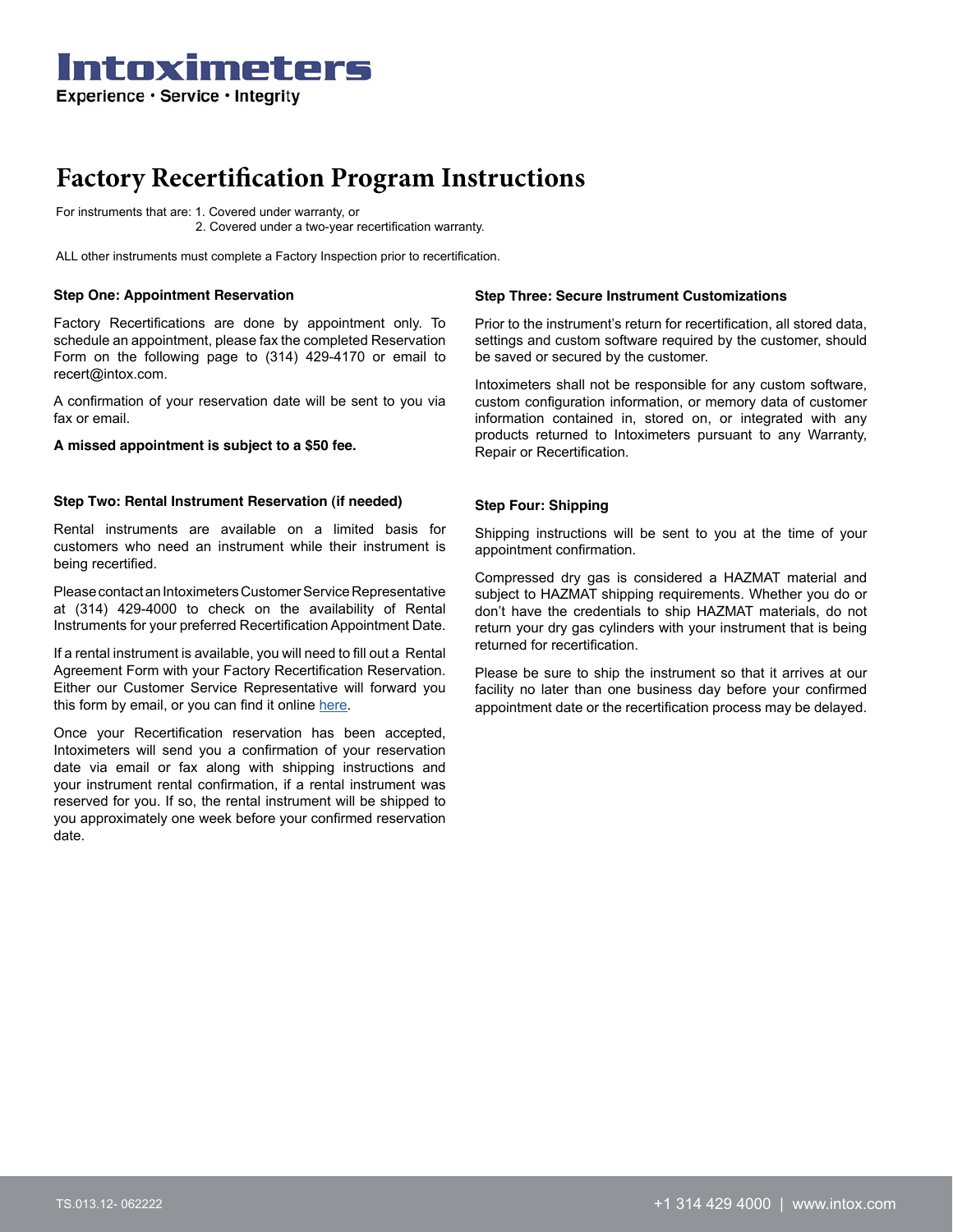# Intoximeters

Experience • Service • Integrity

## Factory Recertification Program Instructions

For instruments that are: 1. Covered under warranty, or
2. Covered under a two-year recertification warranty.

ALL other instruments must complete a Factory Inspection prior to recertification.

**Step One: Appointment Reservation**

Factory Recertifications are done by appointment only. To schedule an appointment, please fax the completed Reservation Form on the following page to (314) 429-4170 or email to recert@intox.com.

A confirmation of your reservation date will be sent to you via fax or email.

**A missed appointment is subject to a $50 fee.**

**Step Two: Rental Instrument Reservation (if needed)**

Rental instruments are available on a limited basis for customers who need an instrument while their instrument is being recertified.

Please contact an Intoximeters Customer Service Representative at (314) 429-4000 to check on the availability of Rental Instruments for your preferred Recertification Appointment Date.

If a rental instrument is available, you will need to fill out a Rental Agreement Form with your Factory Recertification Reservation. Either our Customer Service Representative will forward you this form by email, or you can find it online here.

Once your Recertification reservation has been accepted, Intoximeters will send you a confirmation of your reservation date via email or fax along with shipping instructions and your instrument rental confirmation, if a rental instrument was reserved for you. If so, the rental instrument will be shipped to you approximately one week before your confirmed reservation date.

**Step Three: Secure Instrument Customizations**

Prior to the instrument's return for recertification, all stored data, settings and custom software required by the customer, should be saved or secured by the customer.

Intoximeters shall not be responsible for any custom software, custom configuration information, or memory data of customer information contained in, stored on, or integrated with any products returned to Intoximeters pursuant to any Warranty, Repair or Recertification.

**Step Four: Shipping**

Shipping instructions will be sent to you at the time of your appointment confirmation.

Compressed dry gas is considered a HAZMAT material and subject to HAZMAT shipping requirements. Whether you do or don't have the credentials to ship HAZMAT materials, do not return your dry gas cylinders with your instrument that is being returned for recertification.

Please be sure to ship the instrument so that it arrives at our facility no later than one business day before your confirmed appointment date or the recertification process may be delayed.

TS.013.12- 062222

+1 314 429 4000 | www.intox.com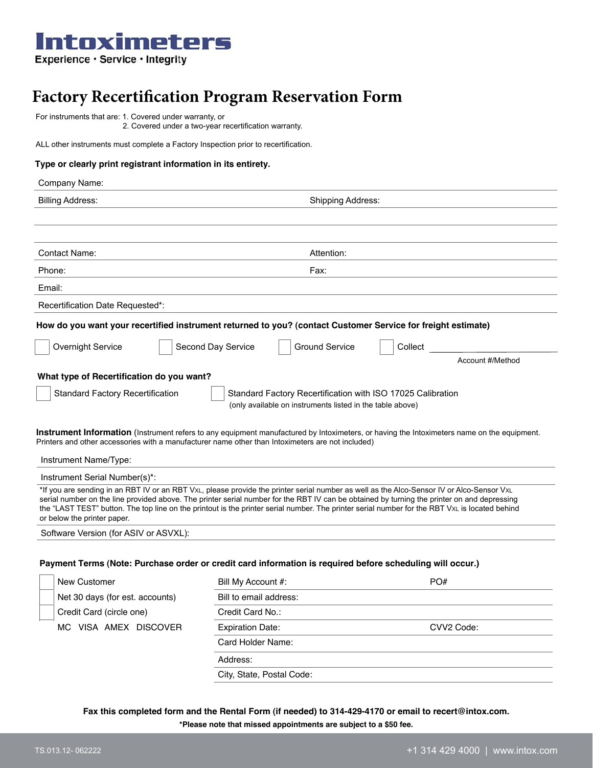# Intoximeters

Experience • Service • Integrity

## Factory Recertification Program Reservation Form

For instruments that are: 1. Covered under warranty, or
2. Covered under a two-year recertification warranty.

ALL other instruments must complete a Factory Inspection prior to recertification.

**Type or clearly print registrant information in its entirety.**

Company Name:

Billing Address: Shipping Address:

Contact Name: Attention:

Phone: Fax:

Email:

Recertification Date Requested*:

**How do you want your recertified instrument returned to you? (contact Customer Service for freight estimate)**

☐ Overnight Service ☐ Second Day Service ☐ Ground Service ☐ Collect ____________
Account #/Method

**What type of Recertification do you want?**

☐ Standard Factory Recertification ☐ Standard Factory Recertification with ISO 17025 Calibration
(only available on instruments listed in the table above)

**Instrument Information** (Instrument refers to any equipment manufactured by Intoximeters, or having the Intoximeters name on the equipment. Printers and other accessories with a manufacturer name other than Intoximeters are not included)

Instrument Name/Type:

Instrument Serial Number(s)*:

*If you are sending in an RBT IV or an RBT VXL, please provide the printer serial number as well as the Alco-Sensor IV or Alco-Sensor VXL serial number on the line provided above. The printer serial number for the RBT IV can be obtained by turning the printer on and depressing the "LAST TEST" button. The top line on the printout is the printer serial number. The printer serial number for the RBT VXL is located behind or below the printer paper.

Software Version (for ASIV or ASVXL):

**Payment Terms (Note: Purchase order or credit card information is required before scheduling will occur.)**

☐ New Customer
☐ Net 30 days (for est. accounts)
☐ Credit Card (circle one)
MC VISA AMEX DISCOVER

Bill My Account #: PO#

Bill to email address:

Credit Card No.:

Expiration Date: CVV2 Code:

Card Holder Name:

Address:

City, State, Postal Code:

**Fax this completed form and the Rental Form (if needed) to 314-429-4170 or email to recert@intox.com.**

**\*Please note that missed appointments are subject to a $50 fee.**

TS.013.12- 062222 +1 314 429 4000 | www.intox.com